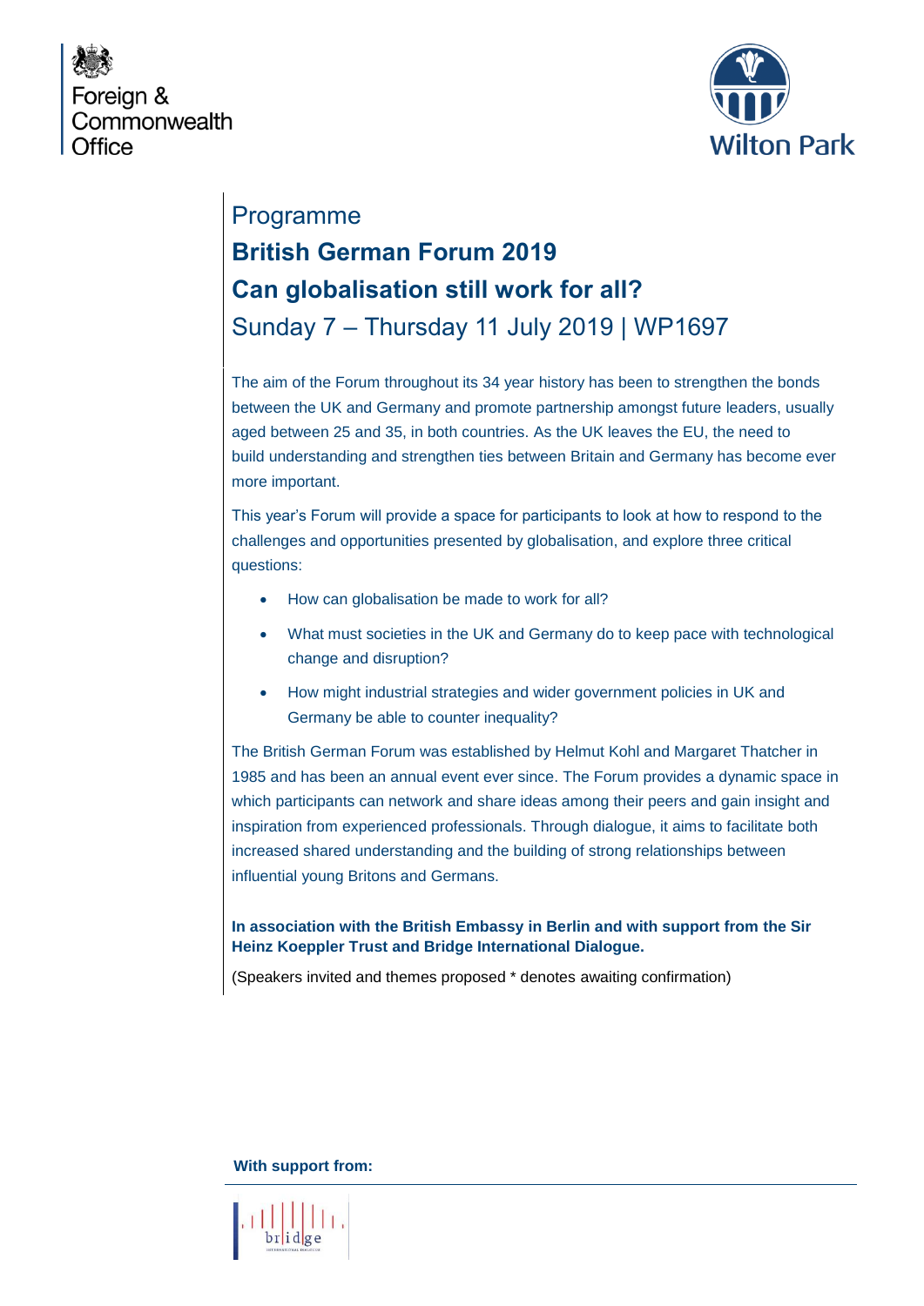Foreign & Commonwealth Office

Wilton Park

# Programme

## British German Forum 2019

## Can globalisation still work for all?

Sunday 7 – Thursday 11 July 2019 | WP1697

The aim of the Forum throughout its 34 year history has been to strengthen the bonds between the UK and Germany and promote partnership amongst future leaders, usually aged between 25 and 35, in both countries. As the UK leaves the EU, the need to build understanding and strengthen ties between Britain and Germany has become ever more important.

This year's Forum will provide a space for participants to look at how to respond to the challenges and opportunities presented by globalisation, and explore three critical questions:

- How can globalisation be made to work for all?
- What must societies in the UK and Germany do to keep pace with technological change and disruption?
- How might industrial strategies and wider government policies in UK and Germany be able to counter inequality?

The British German Forum was established by Helmut Kohl and Margaret Thatcher in 1985 and has been an annual event ever since. The Forum provides a dynamic space in which participants can network and share ideas among their peers and gain insight and inspiration from experienced professionals. Through dialogue, it aims to facilitate both increased shared understanding and the building of strong relationships between influential young Britons and Germans.

**In association with the British Embassy in Berlin and with support from the Sir Heinz Koeppler Trust and Bridge International Dialogue.**

(Speakers invited and themes proposed * denotes awaiting confirmation)

**With support from:**

bridge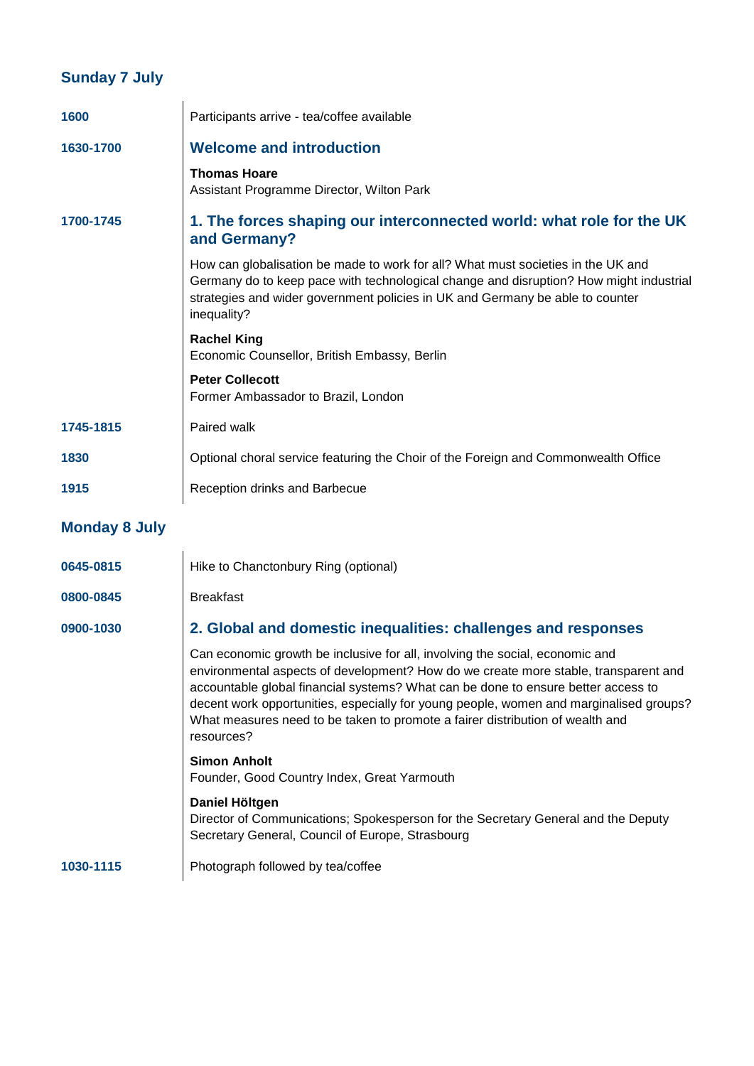## Sunday 7 July

**1600**
Participants arrive - tea/coffee available

**1630-1700**

### Welcome and introduction

**Thomas Hoare**
Assistant Programme Director, Wilton Park

**1700-1745**

### 1. The forces shaping our interconnected world: what role for the UK and Germany?

How can globalisation be made to work for all? What must societies in the UK and Germany do to keep pace with technological change and disruption? How might industrial strategies and wider government policies in UK and Germany be able to counter inequality?

**Rachel King**
Economic Counsellor, British Embassy, Berlin

**Peter Collecott**
Former Ambassador to Brazil, London

**1745-1815**
Paired walk

**1830**
Optional choral service featuring the Choir of the Foreign and Commonwealth Office

**1915**
Reception drinks and Barbecue

## Monday 8 July

**0645-0815**
Hike to Chanctonbury Ring (optional)

**0800-0845**
Breakfast

**0900-1030**

### 2. Global and domestic inequalities: challenges and responses

Can economic growth be inclusive for all, involving the social, economic and environmental aspects of development? How do we create more stable, transparent and accountable global financial systems? What can be done to ensure better access to decent work opportunities, especially for young people, women and marginalised groups? What measures need to be taken to promote a fairer distribution of wealth and resources?

**Simon Anholt**
Founder, Good Country Index, Great Yarmouth

**Daniel Höltgen**
Director of Communications; Spokesperson for the Secretary General and the Deputy Secretary General, Council of Europe, Strasbourg

**1030-1115**
Photograph followed by tea/coffee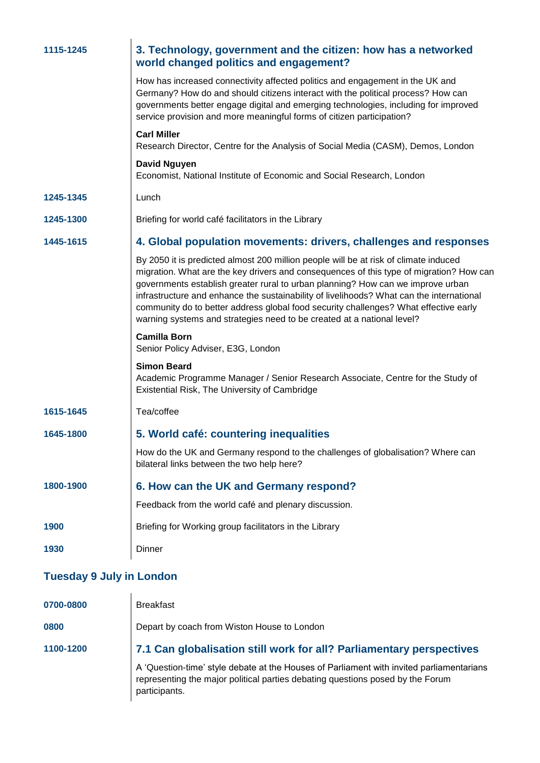**1115-1245**

### 3. Technology, government and the citizen: how has a networked world changed politics and engagement?

How has increased connectivity affected politics and engagement in the UK and Germany? How do and should citizens interact with the political process? How can governments better engage digital and emerging technologies, including for improved service provision and more meaningful forms of citizen participation?

**Carl Miller**
Research Director, Centre for the Analysis of Social Media (CASM), Demos, London

**David Nguyen**
Economist, National Institute of Economic and Social Research, London

**1245-1345** Lunch

**1245-1300** Briefing for world café facilitators in the Library

**1445-1615**

### 4. Global population movements: drivers, challenges and responses

By 2050 it is predicted almost 200 million people will be at risk of climate induced migration. What are the key drivers and consequences of this type of migration? How can governments establish greater rural to urban planning? How can we improve urban infrastructure and enhance the sustainability of livelihoods? What can the international community do to better address global food security challenges? What effective early warning systems and strategies need to be created at a national level?

**Camilla Born**
Senior Policy Adviser, E3G, London

**Simon Beard**
Academic Programme Manager / Senior Research Associate, Centre for the Study of Existential Risk, The University of Cambridge

**1615-1645** Tea/coffee

**1645-1800**

### 5. World café: countering inequalities

How do the UK and Germany respond to the challenges of globalisation? Where can bilateral links between the two help here?

**1800-1900**

### 6. How can the UK and Germany respond?

Feedback from the world café and plenary discussion.

**1900** Briefing for Working group facilitators in the Library

**1930** Dinner

## Tuesday 9 July in London

**0700-0800** Breakfast

**0800** Depart by coach from Wiston House to London

**1100-1200**

### 7.1 Can globalisation still work for all? Parliamentary perspectives

A 'Question-time' style debate at the Houses of Parliament with invited parliamentarians representing the major political parties debating questions posed by the Forum participants.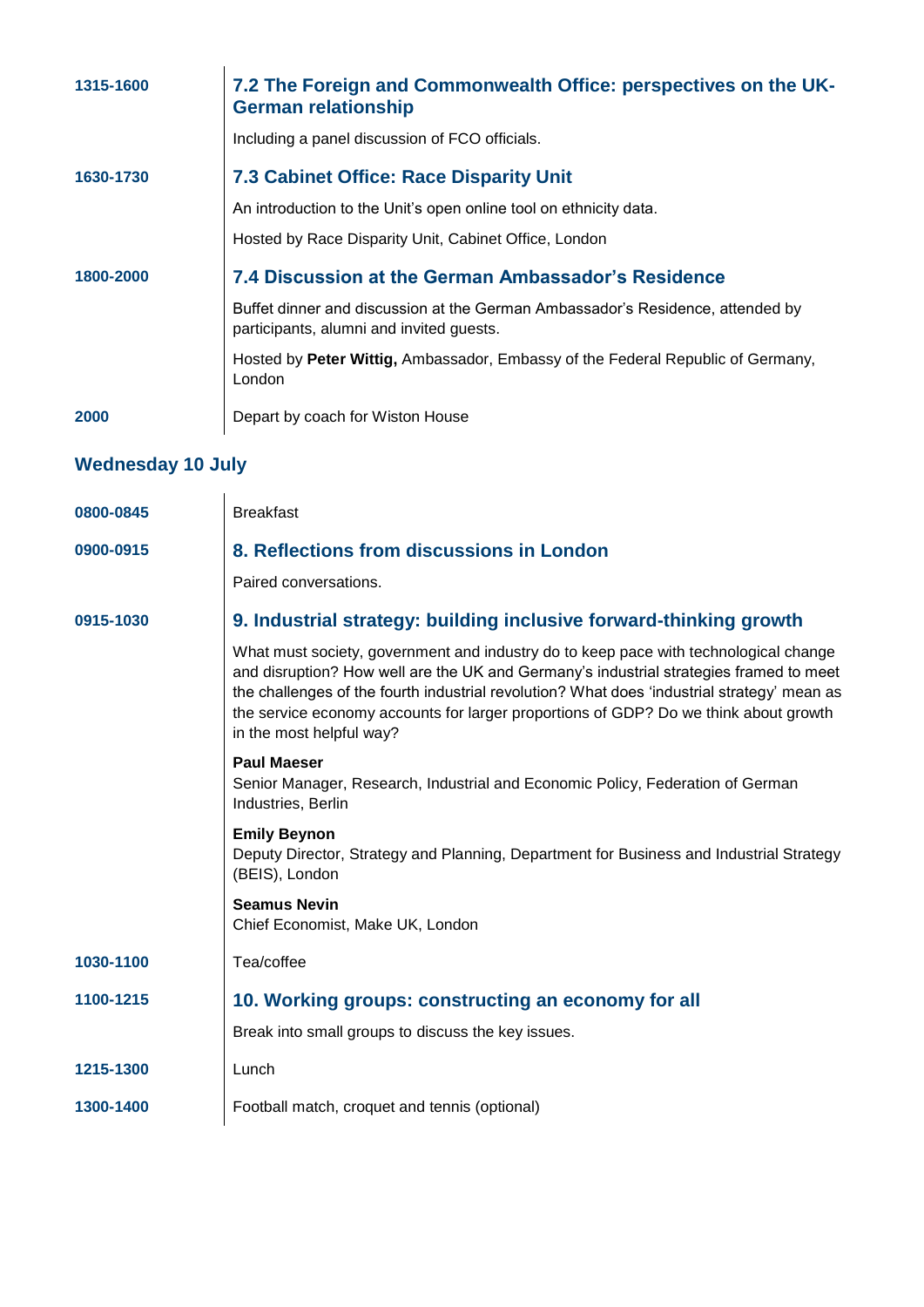**1315-1600**

### 7.2 The Foreign and Commonwealth Office: perspectives on the UK-German relationship

Including a panel discussion of FCO officials.

**1630-1730**

### 7.3 Cabinet Office: Race Disparity Unit

An introduction to the Unit's open online tool on ethnicity data.

Hosted by Race Disparity Unit, Cabinet Office, London

**1800-2000**

### 7.4 Discussion at the German Ambassador's Residence

Buffet dinner and discussion at the German Ambassador's Residence, attended by participants, alumni and invited guests.

Hosted by **Peter Wittig,** Ambassador, Embassy of the Federal Republic of Germany, London

**2000**

Depart by coach for Wiston House

## Wednesday 10 July

**0800-0845**

Breakfast

**0900-0915**

### 8. Reflections from discussions in London

Paired conversations.

**0915-1030**

### 9. Industrial strategy: building inclusive forward-thinking growth

What must society, government and industry do to keep pace with technological change and disruption? How well are the UK and Germany's industrial strategies framed to meet the challenges of the fourth industrial revolution? What does 'industrial strategy' mean as the service economy accounts for larger proportions of GDP? Do we think about growth in the most helpful way?

**Paul Maeser**
Senior Manager, Research, Industrial and Economic Policy, Federation of German Industries, Berlin

**Emily Beynon**
Deputy Director, Strategy and Planning, Department for Business and Industrial Strategy (BEIS), London

**Seamus Nevin**
Chief Economist, Make UK, London

**1030-1100**

Tea/coffee

**1100-1215**

### 10. Working groups: constructing an economy for all

Break into small groups to discuss the key issues.

**1215-1300**

Lunch

**1300-1400**

Football match, croquet and tennis (optional)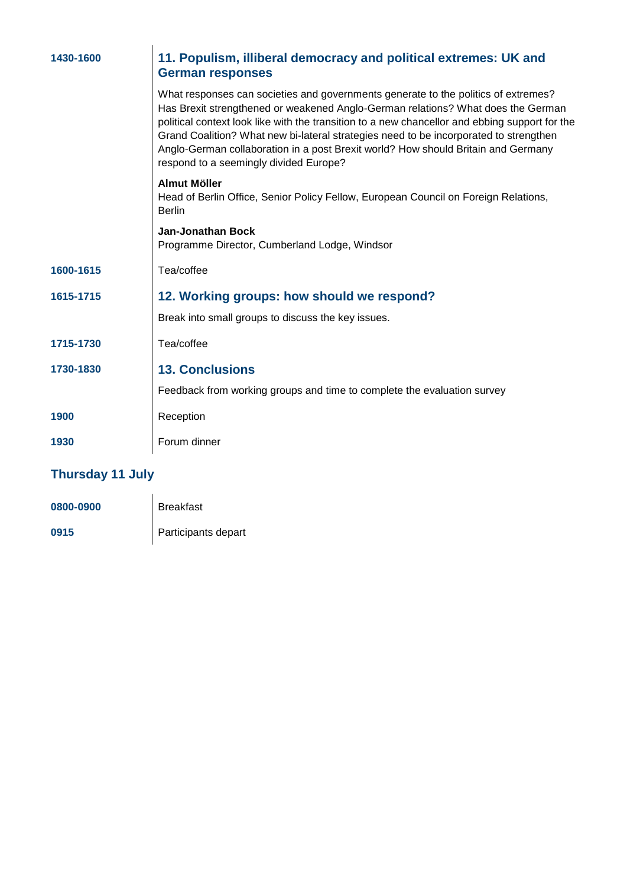**1430-1600**

### 11. Populism, illiberal democracy and political extremes: UK and German responses

What responses can societies and governments generate to the politics of extremes? Has Brexit strengthened or weakened Anglo-German relations? What does the German political context look like with the transition to a new chancellor and ebbing support for the Grand Coalition? What new bi-lateral strategies need to be incorporated to strengthen Anglo-German collaboration in a post Brexit world? How should Britain and Germany respond to a seemingly divided Europe?

**Almut Möller**
Head of Berlin Office, Senior Policy Fellow, European Council on Foreign Relations, Berlin

**Jan-Jonathan Bock**
Programme Director, Cumberland Lodge, Windsor

**1600-1615**

Tea/coffee

**1615-1715**

### 12. Working groups: how should we respond?

Break into small groups to discuss the key issues.

**1715-1730**

Tea/coffee

**1730-1830**

### 13. Conclusions

Feedback from working groups and time to complete the evaluation survey

**1900**

Reception

**1930**

Forum dinner

## Thursday 11 July

**0800-0900**

Breakfast

**0915**

Participants depart